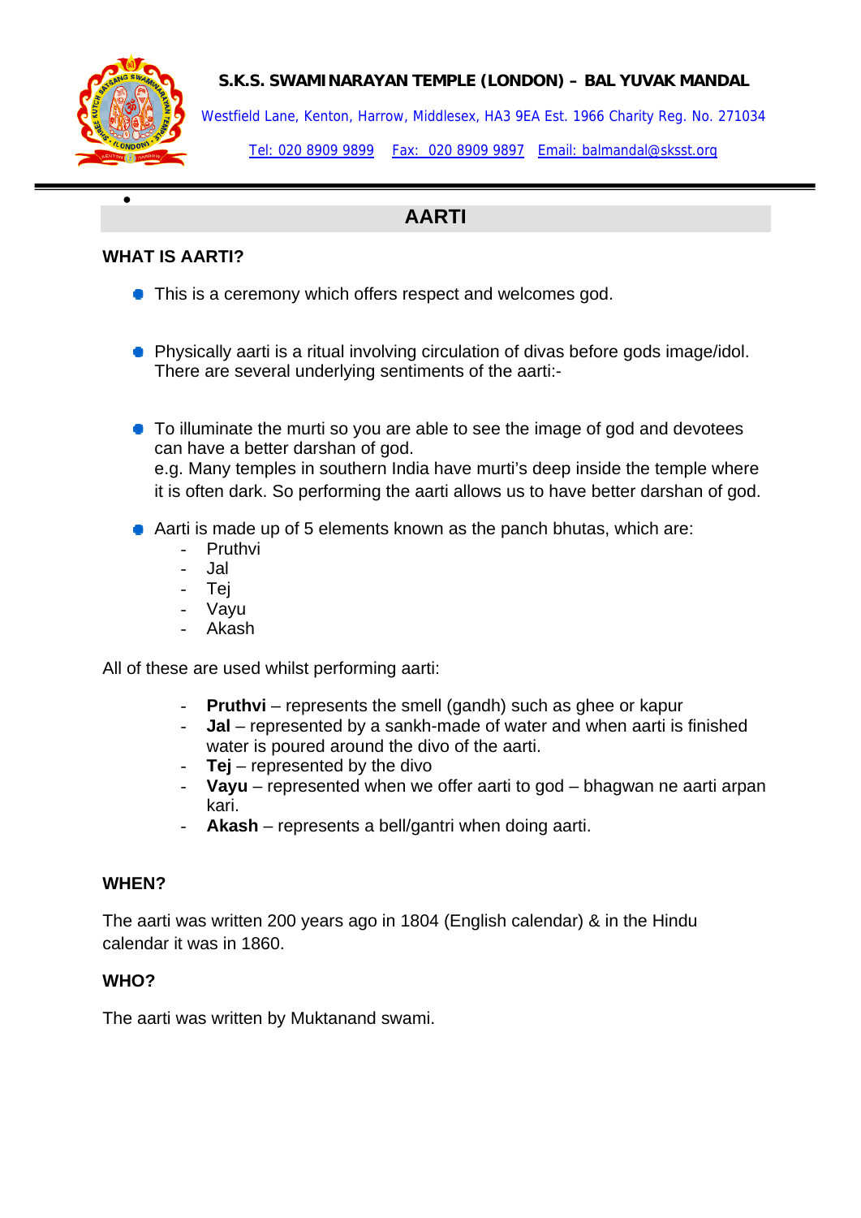**S.K.S. SWAMINARAYAN TEMPLE (LONDON) – BAL YUVAK MANDAL**

Westfield Lane, Kenton, Harrow, Middlesex, HA3 9EA Est. 1966 Charity Reg. No. 271034

Tel: 020 8909 9899 Fax: 020 8909 9897 Email: balmandal@sksst.org

# AARTI

## WHAT IS AARTI?

- This is a ceremony which offers respect and welcomes god.

- Physically aarti is a ritual involving circulation of divas before gods image/idol. There are several underlying sentiments of the aarti:-

- To illuminate the murti so you are able to see the image of god and devotees can have a better darshan of god.
  e.g. Many temples in southern India have murti's deep inside the temple where it is often dark. So performing the aarti allows us to have better darshan of god.

- Aarti is made up of 5 elements known as the panch bhutas, which are:
  - Pruthvi
  - Jal
  - Tej
  - Vayu
  - Akash

All of these are used whilst performing aarti:

- **Pruthvi** – represents the smell (gandh) such as ghee or kapur
- **Jal** – represented by a sankh-made of water and when aarti is finished water is poured around the divo of the aarti.
- **Tej** – represented by the divo
- **Vayu** – represented when we offer aarti to god – bhagwan ne aarti arpan kari.
- **Akash** – represents a bell/gantri when doing aarti.

## WHEN?

The aarti was written 200 years ago in 1804 (English calendar) & in the Hindu calendar it was in 1860.

## WHO?

The aarti was written by Muktanand swami.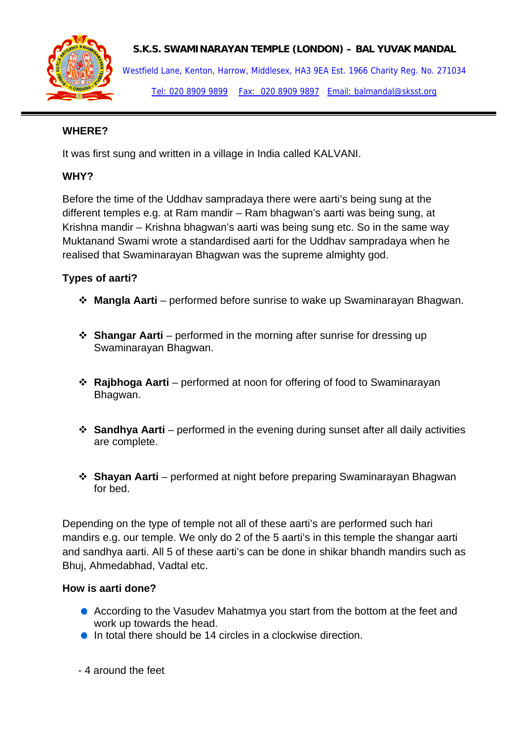**WHERE?**

It was first sung and written in a village in India called KALVANI.

**WHY?**

Before the time of the Uddhav sampradaya there were aarti's being sung at the different temples e.g. at Ram mandir – Ram bhagwan's aarti was being sung, at Krishna mandir – Krishna bhagwan's aarti was being sung etc. So in the same way Muktanand Swami wrote a standardised aarti for the Uddhav sampradaya when he realised that Swaminarayan Bhagwan was the supreme almighty god.

**Types of aarti?**

- **Mangla Aarti** – performed before sunrise to wake up Swaminarayan Bhagwan.
- **Shangar Aarti** – performed in the morning after sunrise for dressing up Swaminarayan Bhagwan.
- **Rajbhoga Aarti** – performed at noon for offering of food to Swaminarayan Bhagwan.
- **Sandhya Aarti** – performed in the evening during sunset after all daily activities are complete.
- **Shayan Aarti** – performed at night before preparing Swaminarayan Bhagwan for bed.

Depending on the type of temple not all of these aarti's are performed such hari mandirs e.g. our temple. We only do 2 of the 5 aarti's in this temple the shangar aarti and sandhya aarti. All 5 of these aarti's can be done in shikar bhandh mandirs such as Bhuj, Ahmedabhad, Vadtal etc.

**How is aarti done?**

- According to the Vasudev Mahatmya you start from the bottom at the feet and work up towards the head.
- In total there should be 14 circles in a clockwise direction.

- 4 around the feet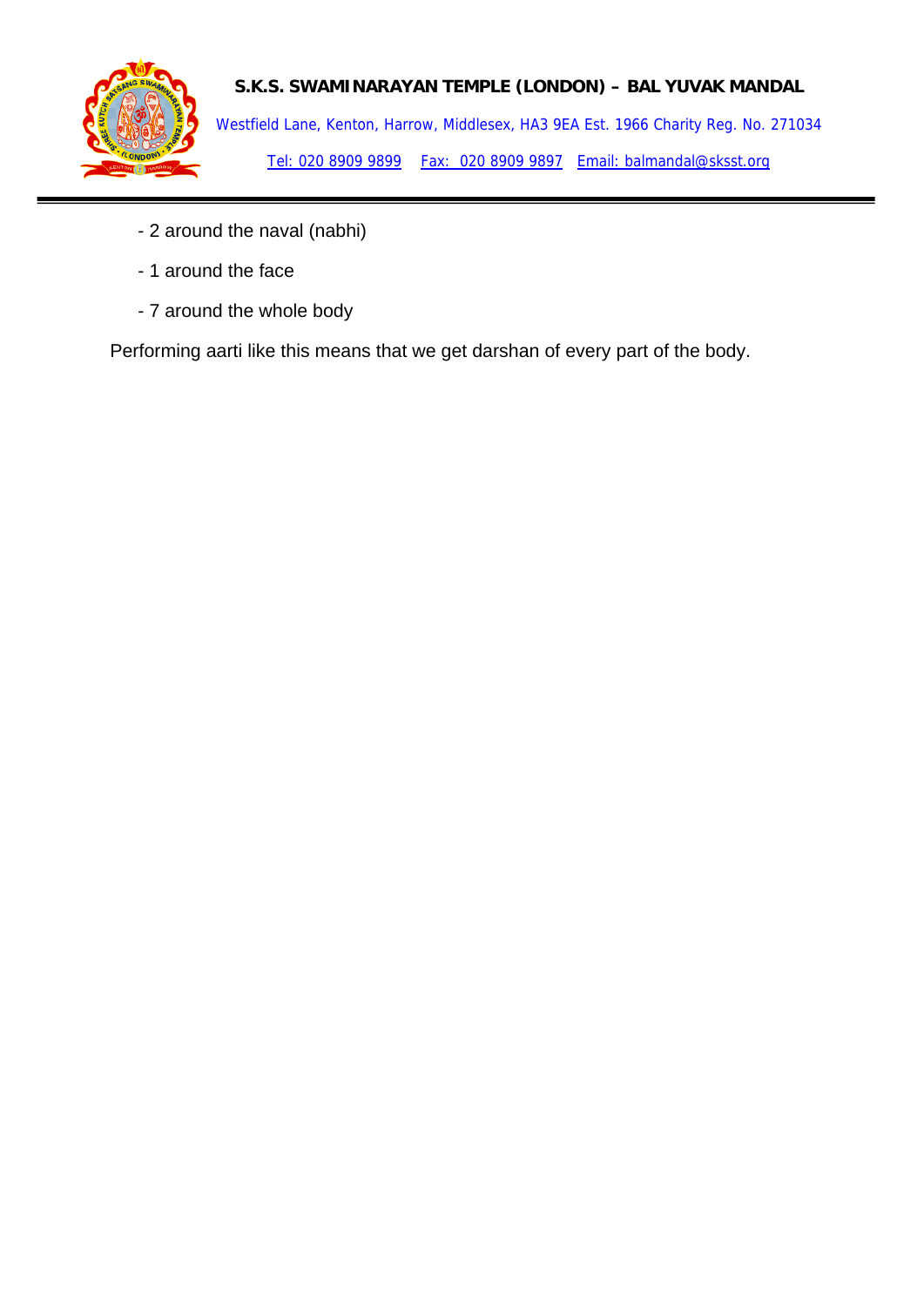- 2 around the naval (nabhi)
- 1 around the face
- 7 around the whole body

Performing aarti like this means that we get darshan of every part of the body.